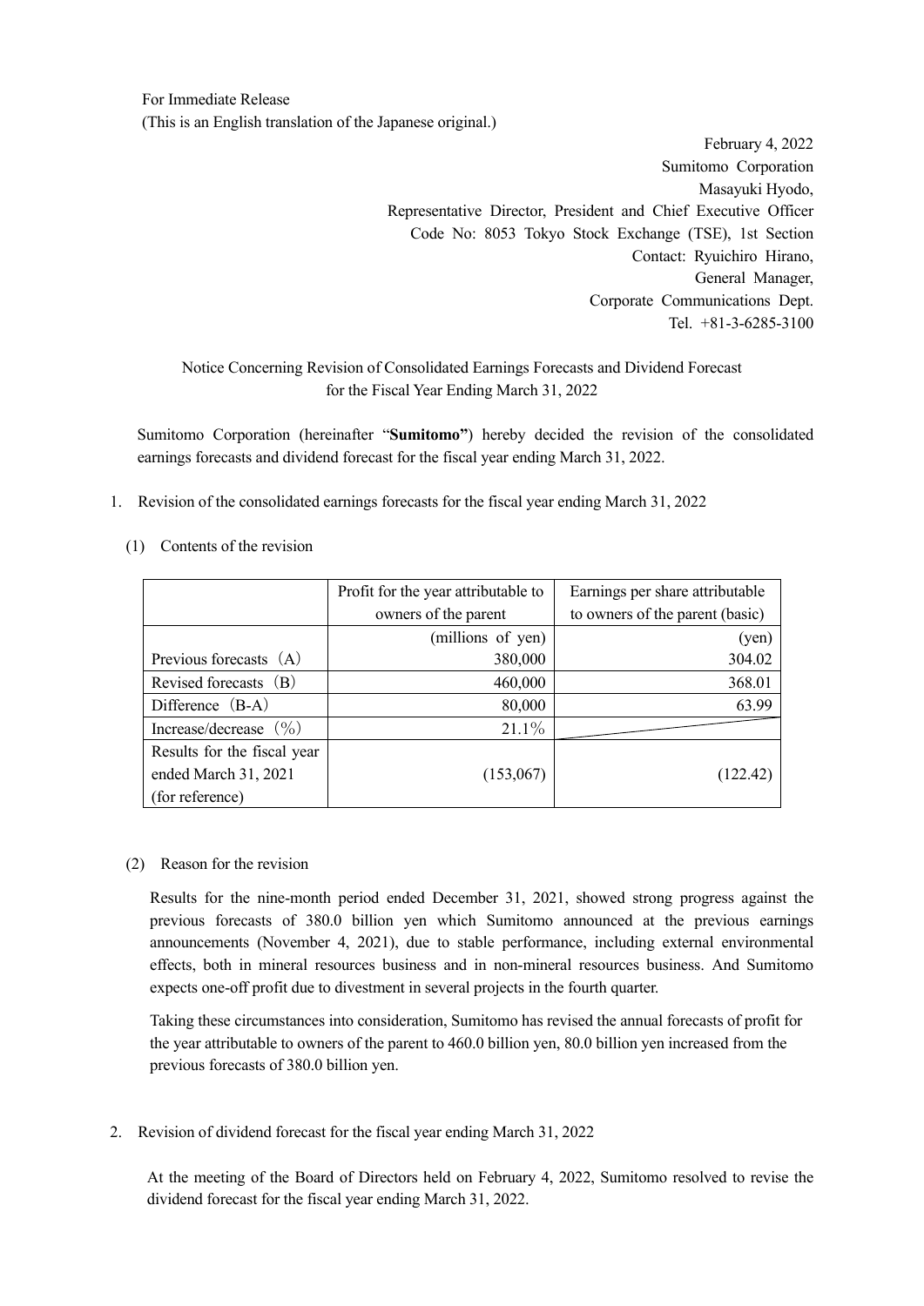For Immediate Release
(This is an English translation of the Japanese original.)

February 4, 2022
Sumitomo Corporation
Masayuki Hyodo,
Representative Director, President and Chief Executive Officer
Code No: 8053 Tokyo Stock Exchange (TSE), 1st Section
Contact: Ryuichiro Hirano,
General Manager,
Corporate Communications Dept.
Tel. +81-3-6285-3100

# Notice Concerning Revision of Consolidated Earnings Forecasts and Dividend Forecast for the Fiscal Year Ending March 31, 2022

Sumitomo Corporation (hereinafter "**Sumitomo"**) hereby decided the revision of the consolidated earnings forecasts and dividend forecast for the fiscal year ending March 31, 2022.

1. Revision of the consolidated earnings forecasts for the fiscal year ending March 31, 2022

(1) Contents of the revision

| | Profit for the year attributable to owners of the parent | Earnings per share attributable to owners of the parent (basic) |
|---|---|---|
| | (millions of yen) | (yen) |
| Previous forecasts（A） | 380,000 | 304.02 |
| Revised forecasts（B） | 460,000 | 368.01 |
| Difference（B-A） | 80,000 | 63.99 |
| Increase/decrease（%） | 21.1% | |
| Results for the fiscal year ended March 31, 2021 (for reference) | (153,067) | (122.42) |

(2) Reason for the revision

Results for the nine-month period ended December 31, 2021, showed strong progress against the previous forecasts of 380.0 billion yen which Sumitomo announced at the previous earnings announcements (November 4, 2021), due to stable performance, including external environmental effects, both in mineral resources business and in non-mineral resources business. And Sumitomo expects one-off profit due to divestment in several projects in the fourth quarter.

Taking these circumstances into consideration, Sumitomo has revised the annual forecasts of profit for the year attributable to owners of the parent to 460.0 billion yen, 80.0 billion yen increased from the previous forecasts of 380.0 billion yen.

2. Revision of dividend forecast for the fiscal year ending March 31, 2022

At the meeting of the Board of Directors held on February 4, 2022, Sumitomo resolved to revise the dividend forecast for the fiscal year ending March 31, 2022.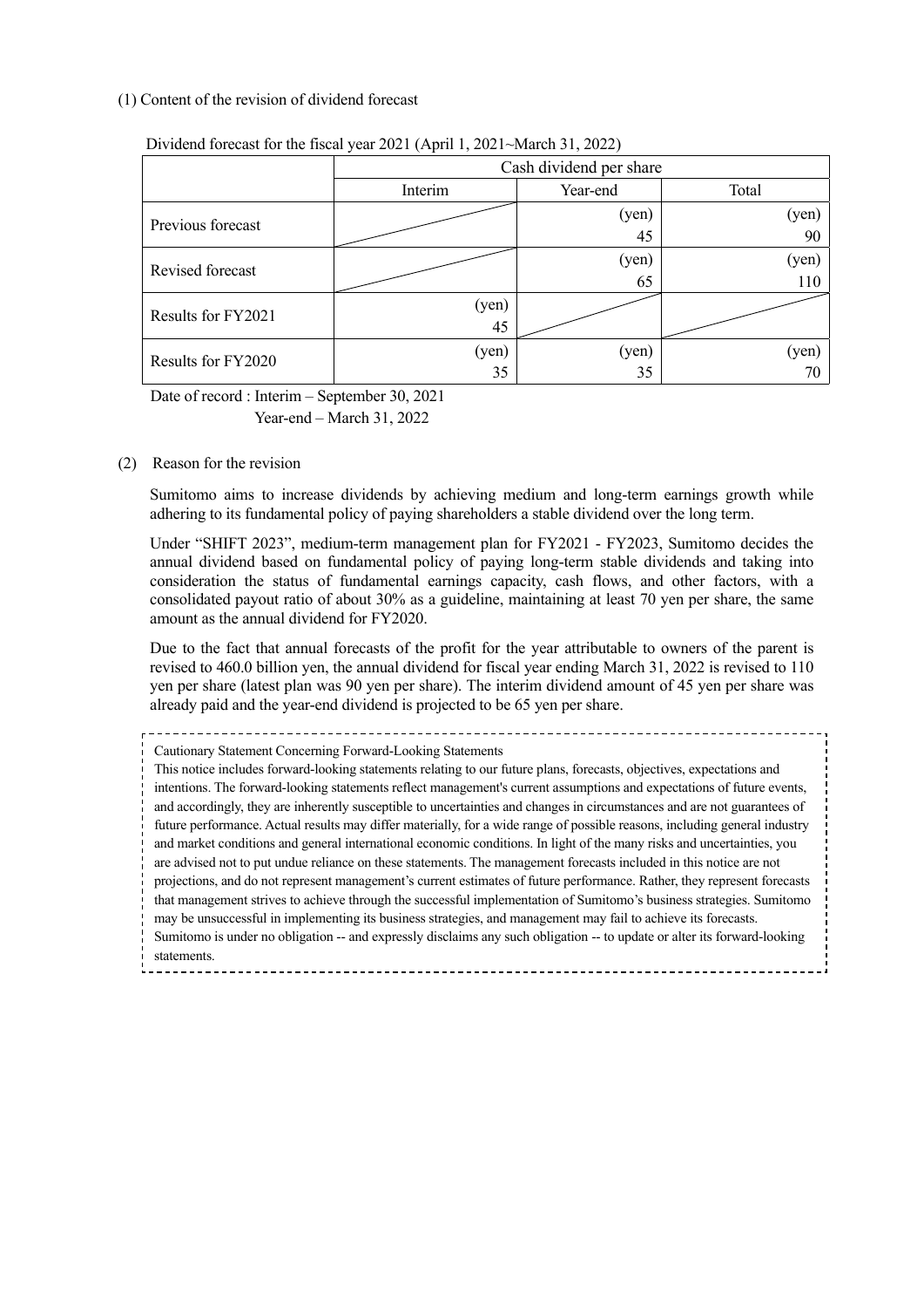(1) Content of the revision of dividend forecast

Dividend forecast for the fiscal year 2021 (April 1, 2021~March 31, 2022)

| | Cash dividend per share | | |
|---|---|---|---|
| | Interim | Year-end | Total |
| Previous forecast | | (yen) 45 | (yen) 90 |
| Revised forecast | | (yen) 65 | (yen) 110 |
| Results for FY2021 | (yen) 45 | | |
| Results for FY2020 | (yen) 35 | (yen) 35 | (yen) 70 |

Date of record : Interim – September 30, 2021
Year-end – March 31, 2022

(2) Reason for the revision

Sumitomo aims to increase dividends by achieving medium and long-term earnings growth while adhering to its fundamental policy of paying shareholders a stable dividend over the long term.

Under "SHIFT 2023", medium-term management plan for FY2021 - FY2023, Sumitomo decides the annual dividend based on fundamental policy of paying long-term stable dividends and taking into consideration the status of fundamental earnings capacity, cash flows, and other factors, with a consolidated payout ratio of about 30% as a guideline, maintaining at least 70 yen per share, the same amount as the annual dividend for FY2020.

Due to the fact that annual forecasts of the profit for the year attributable to owners of the parent is revised to 460.0 billion yen, the annual dividend for fiscal year ending March 31, 2022 is revised to 110 yen per share (latest plan was 90 yen per share). The interim dividend amount of 45 yen per share was already paid and the year-end dividend is projected to be 65 yen per share.

Cautionary Statement Concerning Forward-Looking Statements
This notice includes forward-looking statements relating to our future plans, forecasts, objectives, expectations and intentions. The forward-looking statements reflect management's current assumptions and expectations of future events, and accordingly, they are inherently susceptible to uncertainties and changes in circumstances and are not guarantees of future performance. Actual results may differ materially, for a wide range of possible reasons, including general industry and market conditions and general international economic conditions. In light of the many risks and uncertainties, you are advised not to put undue reliance on these statements. The management forecasts included in this notice are not projections, and do not represent management's current estimates of future performance. Rather, they represent forecasts that management strives to achieve through the successful implementation of Sumitomo's business strategies. Sumitomo may be unsuccessful in implementing its business strategies, and management may fail to achieve its forecasts. Sumitomo is under no obligation -- and expressly disclaims any such obligation -- to update or alter its forward-looking statements.